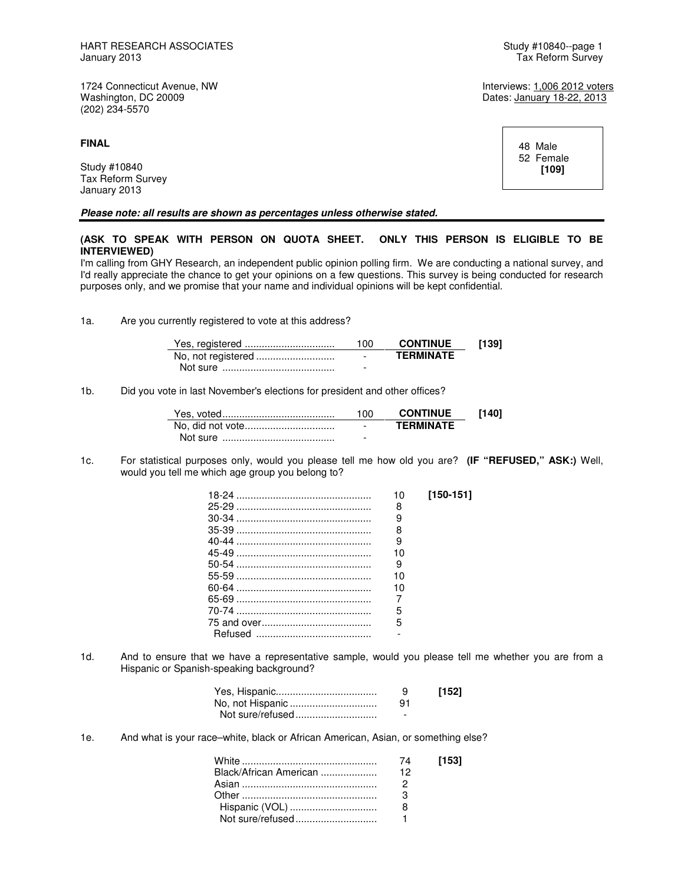HART RESEARCH ASSOCIATES
January 2013

Study #10840--page 1
Tax Reform Survey

1724 Connecticut Avenue, NW
Washington, DC 20009
(202) 234-5570

Interviews: 1,006 2012 voters
Dates: January 18-22, 2013

**FINAL**

Study #10840
Tax Reform Survey
January 2013

48 Male
52 Female
**[109]**

***Please note: all results are shown as percentages unless otherwise stated.***

**(ASK TO SPEAK WITH PERSON ON QUOTA SHEET. ONLY THIS PERSON IS ELIGIBLE TO BE INTERVIEWED)**
I'm calling from GHY Research, an independent public opinion polling firm. We are conducting a national survey, and I'd really appreciate the chance to get your opinions on a few questions. This survey is being conducted for research purposes only, and we promise that your name and individual opinions will be kept confidential.

1a. Are you currently registered to vote at this address?

| | | | |
|---|---|---|---|
| Yes, registered | 100 | **CONTINUE** | **[139]** |
| No, not registered | - | **TERMINATE** | |
| Not sure | - | | |

1b. Did you vote in last November's elections for president and other offices?

| | | | |
|---|---|---|---|
| Yes, voted | 100 | **CONTINUE** | **[140]** |
| No, did not vote | - | **TERMINATE** | |
| Not sure | - | | |

1c. For statistical purposes only, would you please tell me how old you are? **(IF "REFUSED," ASK:)** Well, would you tell me which age group you belong to?

| | | |
|---|---|---|
| 18-24 | 10 | **[150-151]** |
| 25-29 | 8 | |
| 30-34 | 9 | |
| 35-39 | 8 | |
| 40-44 | 9 | |
| 45-49 | 10 | |
| 50-54 | 9 | |
| 55-59 | 10 | |
| 60-64 | 10 | |
| 65-69 | 7 | |
| 70-74 | 5 | |
| 75 and over | 5 | |
| Refused | - | |

1d. And to ensure that we have a representative sample, would you please tell me whether you are from a Hispanic or Spanish-speaking background?

| | | |
|---|---|---|
| Yes, Hispanic | 9 | **[152]** |
| No, not Hispanic | 91 | |
| Not sure/refused | - | |

1e. And what is your race–white, black or African American, Asian, or something else?

| | | |
|---|---|---|
| White | 74 | **[153]** |
| Black/African American | 12 | |
| Asian | 2 | |
| Other | 3 | |
| Hispanic (VOL) | 8 | |
| Not sure/refused | 1 | |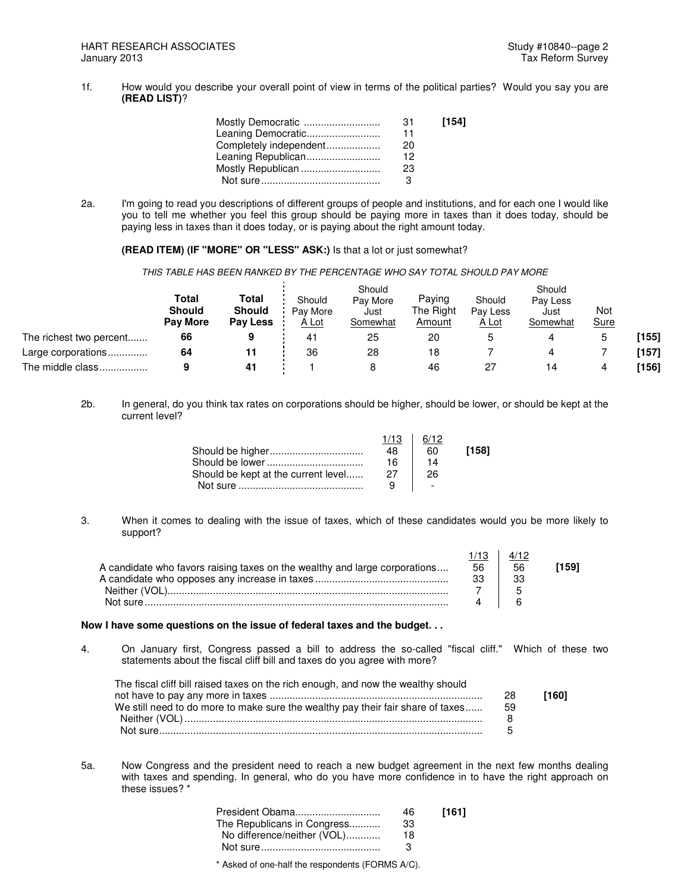1f. How would you describe your overall point of view in terms of the political parties? Would you say you are **(READ LIST)**?

| | | |
|---|---|---|
| Mostly Democratic | 31 | **[154]** |
| Leaning Democratic | 11 | |
| Completely independent | 20 | |
| Leaning Republican | 12 | |
| Mostly Republican | 23 | |
| Not sure | 3 | |

2a. I'm going to read you descriptions of different groups of people and institutions, and for each one I would like you to tell me whether you feel this group should be paying more in taxes than it does today, should be paying less in taxes than it does today, or is paying about the right amount today.

**(READ ITEM) (IF "MORE" OR "LESS" ASK:)** Is that a lot or just somewhat?

*THIS TABLE HAS BEEN RANKED BY THE PERCENTAGE WHO SAY TOTAL SHOULD PAY MORE*

| | **Total Should Pay More** | **Total Should Pay Less** | Should Pay More A Lot | Should Pay More Just Somewhat | Paying The Right Amount | Should Pay Less A Lot | Should Pay Less Just Somewhat | Not Sure | |
|---|---|---|---|---|---|---|---|---|---|
| The richest two percent | **66** | **9** | 41 | 25 | 20 | 5 | 4 | 5 | **[155]** |
| Large corporations | **64** | **11** | 36 | 28 | 18 | 7 | 4 | 7 | **[157]** |
| The middle class | **9** | **41** | 1 | 8 | 46 | 27 | 14 | 4 | **[156]** |

2b. In general, do you think tax rates on corporations should be higher, should be lower, or should be kept at the current level?

| | 1/13 | 6/12 | |
|---|---|---|---|
| Should be higher | 48 | 60 | **[158]** |
| Should be lower | 16 | 14 | |
| Should be kept at the current level | 27 | 26 | |
| Not sure | 9 | - | |

3. When it comes to dealing with the issue of taxes, which of these candidates would you be more likely to support?

| | 1/13 | 4/12 | |
|---|---|---|---|
| A candidate who favors raising taxes on the wealthy and large corporations | 56 | 56 | **[159]** |
| A candidate who opposes any increase in taxes | 33 | 33 | |
| Neither (VOL) | 7 | 5 | |
| Not sure | 4 | 6 | |

**Now I have some questions on the issue of federal taxes and the budget. . .**

4. On January first, Congress passed a bill to address the so-called "fiscal cliff." Which of these two statements about the fiscal cliff bill and taxes do you agree with more?

| | | |
|---|---|---|
| The fiscal cliff bill raised taxes on the rich enough, and now the wealthy should not have to pay any more in taxes | 28 | **[160]** |
| We still need to do more to make sure the wealthy pay their fair share of taxes | 59 | |
| Neither (VOL) | 8 | |
| Not sure | 5 | |

5a. Now Congress and the president need to reach a new budget agreement in the next few months dealing with taxes and spending. In general, who do you have more confidence in to have the right approach on these issues? *

| | | |
|---|---|---|
| President Obama | 46 | **[161]** |
| The Republicans in Congress | 33 | |
| No difference/neither (VOL) | 18 | |
| Not sure | 3 | |

* Asked of one-half the respondents (FORMS A/C).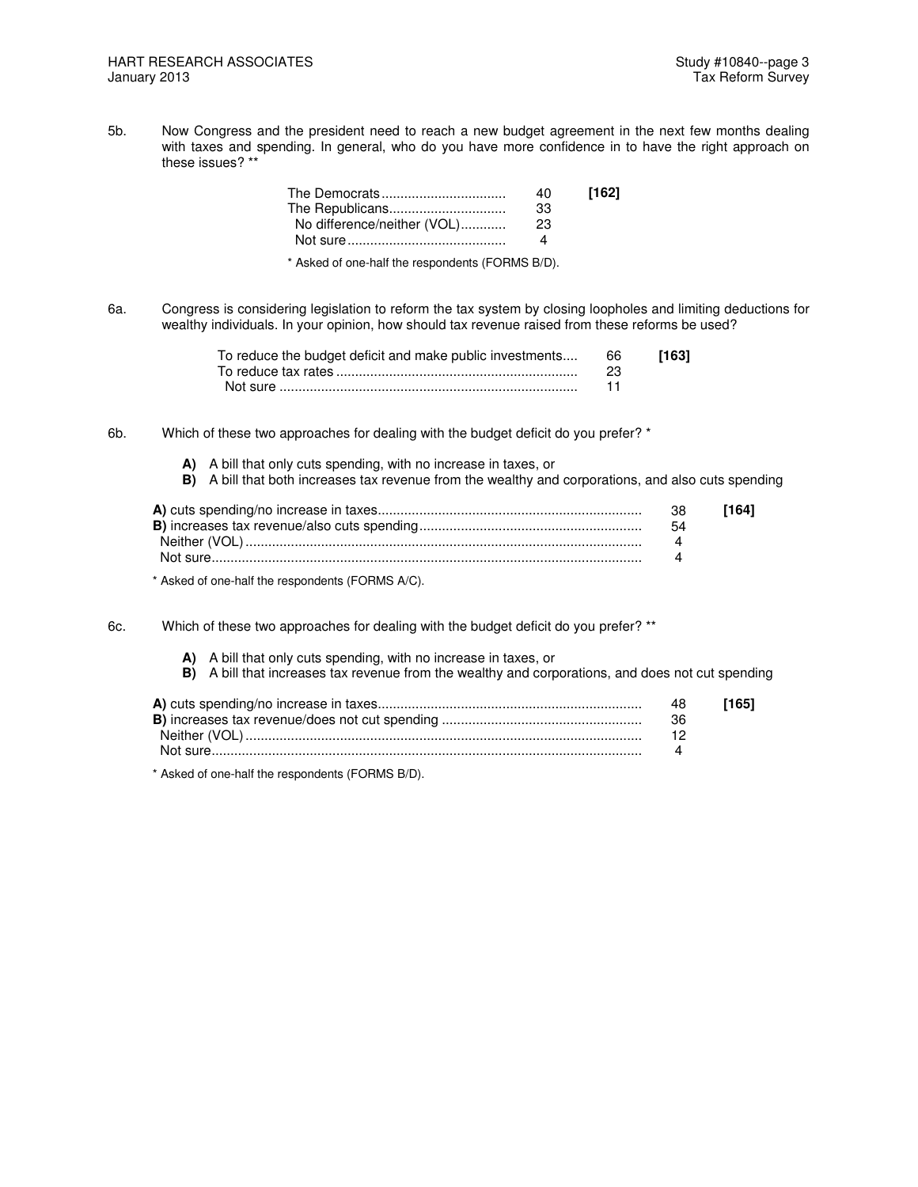5b. Now Congress and the president need to reach a new budget agreement in the next few months dealing with taxes and spending. In general, who do you have more confidence in to have the right approach on these issues? **

| | | |
|---|---|---|
| The Democrats | 40 | **[162]** |
| The Republicans | 33 | |
| No difference/neither (VOL) | 23 | |
| Not sure | 4 | |

* Asked of one-half the respondents (FORMS B/D).

6a. Congress is considering legislation to reform the tax system by closing loopholes and limiting deductions for wealthy individuals. In your opinion, how should tax revenue raised from these reforms be used?

| | | |
|---|---|---|
| To reduce the budget deficit and make public investments | 66 | **[163]** |
| To reduce tax rates | 23 | |
| Not sure | 11 | |

6b. Which of these two approaches for dealing with the budget deficit do you prefer? *

**A)** A bill that only cuts spending, with no increase in taxes, or
**B)** A bill that both increases tax revenue from the wealthy and corporations, and also cuts spending

| | | |
|---|---|---|
| **A)** cuts spending/no increase in taxes | 38 | **[164]** |
| **B)** increases tax revenue/also cuts spending | 54 | |
| Neither (VOL) | 4 | |
| Not sure | 4 | |

* Asked of one-half the respondents (FORMS A/C).

6c. Which of these two approaches for dealing with the budget deficit do you prefer? **

**A)** A bill that only cuts spending, with no increase in taxes, or
**B)** A bill that increases tax revenue from the wealthy and corporations, and does not cut spending

| | | |
|---|---|---|
| **A)** cuts spending/no increase in taxes | 48 | **[165]** |
| **B)** increases tax revenue/does not cut spending | 36 | |
| Neither (VOL) | 12 | |
| Not sure | 4 | |

* Asked of one-half the respondents (FORMS B/D).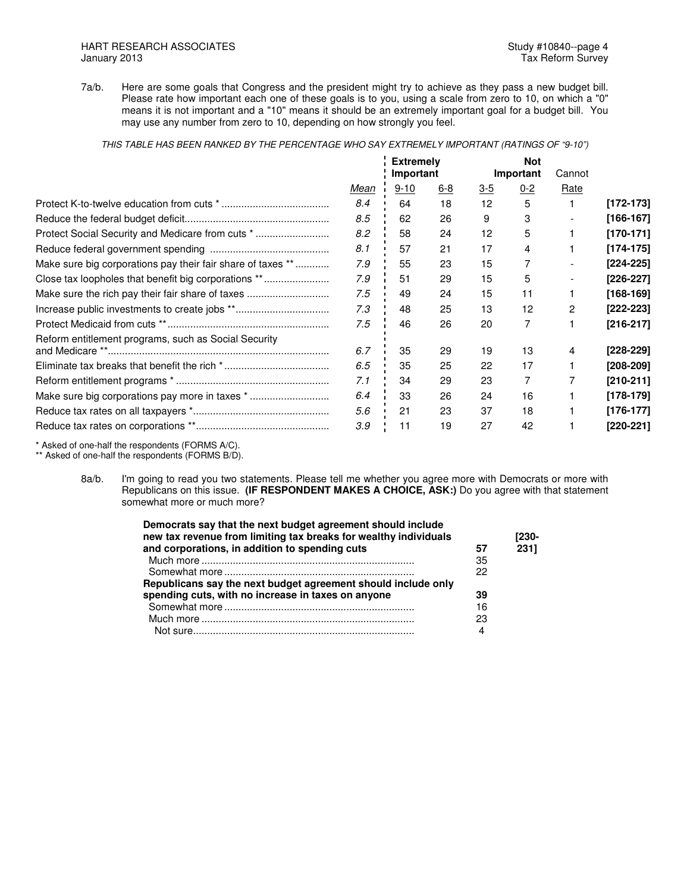7a/b. Here are some goals that Congress and the president might try to achieve as they pass a new budget bill. Please rate how important each one of these goals is to you, using a scale from zero to 10, on which a "0" means it is not important and a "10" means it should be an extremely important goal for a budget bill. You may use any number from zero to 10, depending on how strongly you feel.

*THIS TABLE HAS BEEN RANKED BY THE PERCENTAGE WHO SAY EXTREMELY IMPORTANT (RATINGS OF "9-10")*

| | | Extremely Important | | | Not Important | Cannot | |
|---|---|---|---|---|---|---|---|
| | *Mean* | 9-10 | 6-8 | 3-5 | 0-2 | Rate | |
| Protect K-to-twelve education from cuts * | *8.4* | 64 | 18 | 12 | 5 | 1 | **[172-173]** |
| Reduce the federal budget deficit | *8.5* | 62 | 26 | 9 | 3 | - | **[166-167]** |
| Protect Social Security and Medicare from cuts * | *8.2* | 58 | 24 | 12 | 5 | 1 | **[170-171]** |
| Reduce federal government spending | *8.1* | 57 | 21 | 17 | 4 | 1 | **[174-175]** |
| Make sure big corporations pay their fair share of taxes ** | *7.9* | 55 | 23 | 15 | 7 | - | **[224-225]** |
| Close tax loopholes that benefit big corporations ** | *7.9* | 51 | 29 | 15 | 5 | - | **[226-227]** |
| Make sure the rich pay their fair share of taxes | *7.5* | 49 | 24 | 15 | 11 | 1 | **[168-169]** |
| Increase public investments to create jobs ** | *7.3* | 48 | 25 | 13 | 12 | 2 | **[222-223]** |
| Protect Medicaid from cuts ** | *7.5* | 46 | 26 | 20 | 7 | 1 | **[216-217]** |
| Reform entitlement programs, such as Social Security and Medicare ** | *6.7* | 35 | 29 | 19 | 13 | 4 | **[228-229]** |
| Eliminate tax breaks that benefit the rich * | *6.5* | 35 | 25 | 22 | 17 | 1 | **[208-209]** |
| Reform entitlement programs * | *7.1* | 34 | 29 | 23 | 7 | 7 | **[210-211]** |
| Make sure big corporations pay more in taxes * | *6.4* | 33 | 26 | 24 | 16 | 1 | **[178-179]** |
| Reduce tax rates on all taxpayers * | *5.6* | 21 | 23 | 37 | 18 | 1 | **[176-177]** |
| Reduce tax rates on corporations ** | *3.9* | 11 | 19 | 27 | 42 | 1 | **[220-221]** |

\* Asked of one-half the respondents (FORMS A/C).
\** Asked of one-half the respondents (FORMS B/D).

8a/b. I'm going to read you two statements. Please tell me whether you agree more with Democrats or more with Republicans on this issue. **(IF RESPONDENT MAKES A CHOICE, ASK:)** Do you agree with that statement somewhat more or much more?

| | | |
|---|---|---|
| **Democrats say that the next budget agreement should include new tax revenue from limiting tax breaks for wealthy individuals and corporations, in addition to spending cuts** | **57** | **[230-231]** |
| Much more | 35 | |
| Somewhat more | 22 | |
| **Republicans say the next budget agreement should include only spending cuts, with no increase in taxes on anyone** | **39** | |
| Somewhat more | 16 | |
| Much more | 23 | |
| Not sure | 4 | |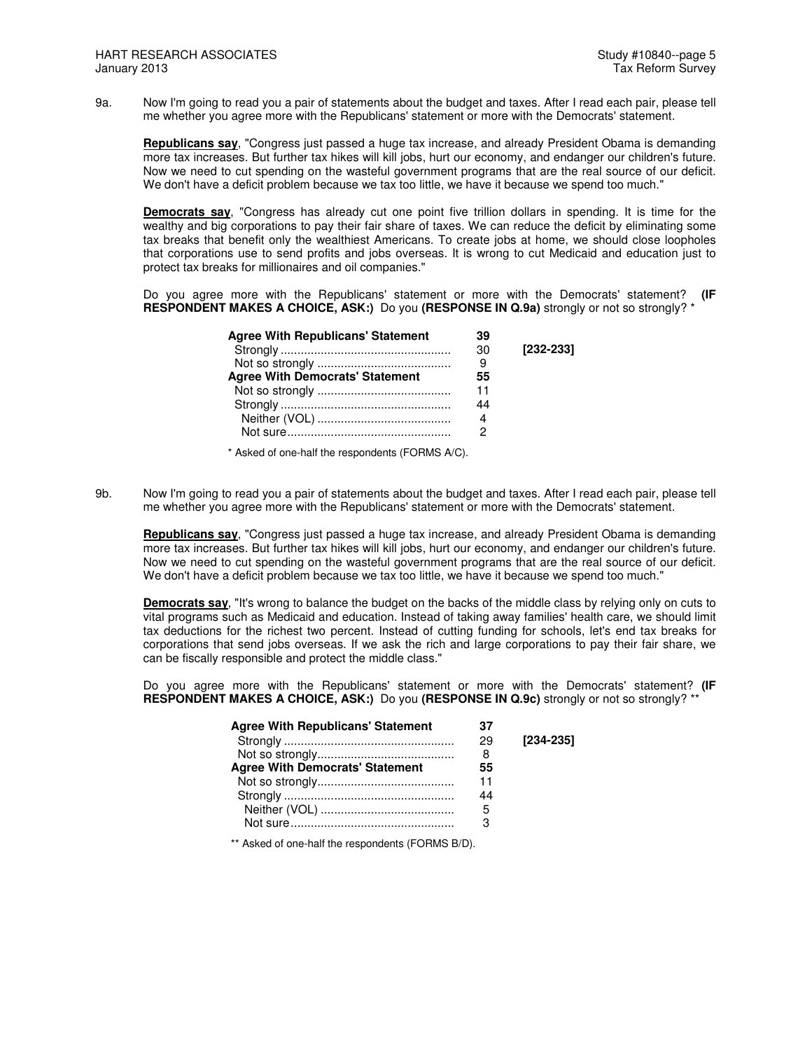9a. Now I'm going to read you a pair of statements about the budget and taxes. After I read each pair, please tell me whether you agree more with the Republicans' statement or more with the Democrats' statement.

**Republicans say**, "Congress just passed a huge tax increase, and already President Obama is demanding more tax increases. But further tax hikes will kill jobs, hurt our economy, and endanger our children's future. Now we need to cut spending on the wasteful government programs that are the real source of our deficit. We don't have a deficit problem because we tax too little, we have it because we spend too much."

**Democrats say**, "Congress has already cut one point five trillion dollars in spending. It is time for the wealthy and big corporations to pay their fair share of taxes. We can reduce the deficit by eliminating some tax breaks that benefit only the wealthiest Americans. To create jobs at home, we should close loopholes that corporations use to send profits and jobs overseas. It is wrong to cut Medicaid and education just to protect tax breaks for millionaires and oil companies."

Do you agree more with the Republicans' statement or more with the Democrats' statement? **(IF RESPONDENT MAKES A CHOICE, ASK:)** Do you **(RESPONSE IN Q.9a)** strongly or not so strongly? *

| | | |
|---|---|---|
| **Agree With Republicans' Statement** | **39** | |
| Strongly | 30 | **[232-233]** |
| Not so strongly | 9 | |
| **Agree With Democrats' Statement** | **55** | |
| Not so strongly | 11 | |
| Strongly | 44 | |
| Neither (VOL) | 4 | |
| Not sure | 2 | |

\* Asked of one-half the respondents (FORMS A/C).

9b. Now I'm going to read you a pair of statements about the budget and taxes. After I read each pair, please tell me whether you agree more with the Republicans' statement or more with the Democrats' statement.

**Republicans say**, "Congress just passed a huge tax increase, and already President Obama is demanding more tax increases. But further tax hikes will kill jobs, hurt our economy, and endanger our children's future. Now we need to cut spending on the wasteful government programs that are the real source of our deficit. We don't have a deficit problem because we tax too little, we have it because we spend too much."

**Democrats say**, "It's wrong to balance the budget on the backs of the middle class by relying only on cuts to vital programs such as Medicaid and education. Instead of taking away families' health care, we should limit tax deductions for the richest two percent. Instead of cutting funding for schools, let's end tax breaks for corporations that send jobs overseas. If we ask the rich and large corporations to pay their fair share, we can be fiscally responsible and protect the middle class."

Do you agree more with the Republicans' statement or more with the Democrats' statement? **(IF RESPONDENT MAKES A CHOICE, ASK:)** Do you **(RESPONSE IN Q.9c)** strongly or not so strongly? **

| | | |
|---|---|---|
| **Agree With Republicans' Statement** | **37** | |
| Strongly | 29 | **[234-235]** |
| Not so strongly | 8 | |
| **Agree With Democrats' Statement** | **55** | |
| Not so strongly | 11 | |
| Strongly | 44 | |
| Neither (VOL) | 5 | |
| Not sure | 3 | |

\*\* Asked of one-half the respondents (FORMS B/D).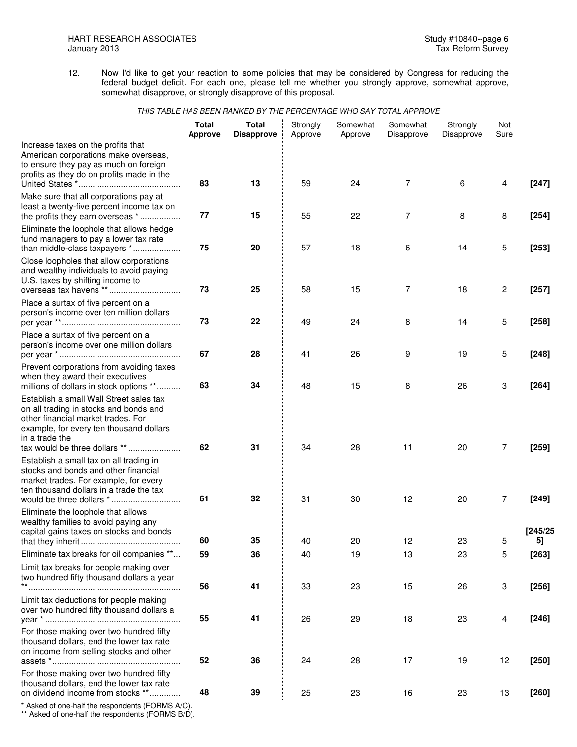12. Now I'd like to get your reaction to some policies that may be considered by Congress for reducing the federal budget deficit. For each one, please tell me whether you strongly approve, somewhat approve, somewhat disapprove, or strongly disapprove of this proposal.

*THIS TABLE HAS BEEN RANKED BY THE PERCENTAGE WHO SAY TOTAL APPROVE*

| | **Total Approve** | **Total Disapprove** | Strongly Approve | Somewhat Approve | Somewhat Disapprove | Strongly Disapprove | Not Sure | |
|---|---|---|---|---|---|---|---|---|
| Increase taxes on the profits that American corporations make overseas, to ensure they pay as much on foreign profits as they do on profits made in the United States * | **83** | **13** | 59 | 24 | 7 | 6 | 4 | **[247]** |
| Make sure that all corporations pay at least a twenty-five percent income tax on the profits they earn overseas * | **77** | **15** | 55 | 22 | 7 | 8 | 8 | **[254]** |
| Eliminate the loophole that allows hedge fund managers to pay a lower tax rate than middle-class taxpayers * | **75** | **20** | 57 | 18 | 6 | 14 | 5 | **[253]** |
| Close loopholes that allow corporations and wealthy individuals to avoid paying U.S. taxes by shifting income to overseas tax havens ** | **73** | **25** | 58 | 15 | 7 | 18 | 2 | **[257]** |
| Place a surtax of five percent on a person's income over ten million dollars per year ** | **73** | **22** | 49 | 24 | 8 | 14 | 5 | **[258]** |
| Place a surtax of five percent on a person's income over one million dollars per year * | **67** | **28** | 41 | 26 | 9 | 19 | 5 | **[248]** |
| Prevent corporations from avoiding taxes when they award their executives millions of dollars in stock options ** | **63** | **34** | 48 | 15 | 8 | 26 | 3 | **[264]** |
| Establish a small Wall Street sales tax on all trading in stocks and bonds and other financial market trades. For example, for every ten thousand dollars in a trade the tax would be three dollars ** | **62** | **31** | 34 | 28 | 11 | 20 | 7 | **[259]** |
| Establish a small tax on all trading in stocks and bonds and other financial market trades. For example, for every ten thousand dollars in a trade the tax would be three dollars * | **61** | **32** | 31 | 30 | 12 | 20 | 7 | **[249]** |
| Eliminate the loophole that allows wealthy families to avoid paying any capital gains taxes on stocks and bonds that they inherit | **60** | **35** | 40 | 20 | 12 | 23 | 5 | **[245/255]** |
| Eliminate tax breaks for oil companies ** | **59** | **36** | 40 | 19 | 13 | 23 | 5 | **[263]** |
| Limit tax breaks for people making over two hundred fifty thousand dollars a year ** | **56** | **41** | 33 | 23 | 15 | 26 | 3 | **[256]** |
| Limit tax deductions for people making over two hundred fifty thousand dollars a year * | **55** | **41** | 26 | 29 | 18 | 23 | 4 | **[246]** |
| For those making over two hundred fifty thousand dollars, end the lower tax rate on income from selling stocks and other assets * | **52** | **36** | 24 | 28 | 17 | 19 | 12 | **[250]** |
| For those making over two hundred fifty thousand dollars, end the lower tax rate on dividend income from stocks ** | **48** | **39** | 25 | 23 | 16 | 23 | 13 | **[260]** |

\* Asked of one-half the respondents (FORMS A/C).
** Asked of one-half the respondents (FORMS B/D).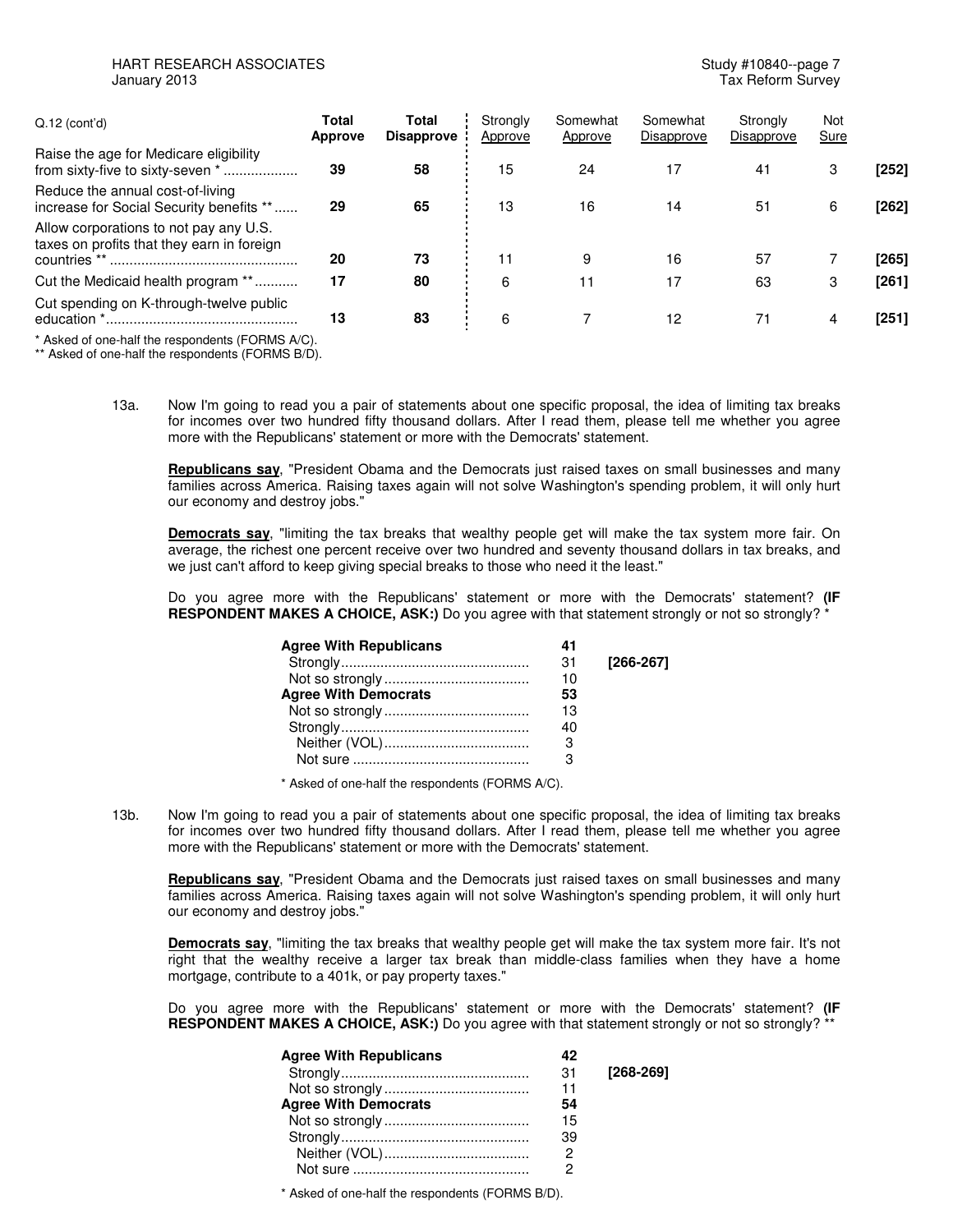| Q.12 (cont'd) | Total Approve | Total Disapprove | Strongly Approve | Somewhat Approve | Somewhat Disapprove | Strongly Disapprove | Not Sure | |
|---|---|---|---|---|---|---|---|---|
| Raise the age for Medicare eligibility from sixty-five to sixty-seven * | **39** | **58** | 15 | 24 | 17 | 41 | 3 | **[252]** |
| Reduce the annual cost-of-living increase for Social Security benefits ** | **29** | **65** | 13 | 16 | 14 | 51 | 6 | **[262]** |
| Allow corporations to not pay any U.S. taxes on profits that they earn in foreign countries ** | **20** | **73** | 11 | 9 | 16 | 57 | 7 | **[265]** |
| Cut the Medicaid health program ** | **17** | **80** | 6 | 11 | 17 | 63 | 3 | **[261]** |
| Cut spending on K-through-twelve public education * | **13** | **83** | 6 | 7 | 12 | 71 | 4 | **[251]** |

* Asked of one-half the respondents (FORMS A/C).
** Asked of one-half the respondents (FORMS B/D).

13a. Now I'm going to read you a pair of statements about one specific proposal, the idea of limiting tax breaks for incomes over two hundred fifty thousand dollars. After I read them, please tell me whether you agree more with the Republicans' statement or more with the Democrats' statement.

**Republicans say**, "President Obama and the Democrats just raised taxes on small businesses and many families across America. Raising taxes again will not solve Washington's spending problem, it will only hurt our economy and destroy jobs."

**Democrats say**, "limiting the tax breaks that wealthy people get will make the tax system more fair. On average, the richest one percent receive over two hundred and seventy thousand dollars in tax breaks, and we just can't afford to keep giving special breaks to those who need it the least."

Do you agree more with the Republicans' statement or more with the Democrats' statement? **(IF RESPONDENT MAKES A CHOICE, ASK:)** Do you agree with that statement strongly or not so strongly? *

| | | |
|---|---|---|
| **Agree With Republicans** | **41** | |
| Strongly | 31 | **[266-267]** |
| Not so strongly | 10 | |
| **Agree With Democrats** | **53** | |
| Not so strongly | 13 | |
| Strongly | 40 | |
| Neither (VOL) | 3 | |
| Not sure | 3 | |

* Asked of one-half the respondents (FORMS A/C).

13b. Now I'm going to read you a pair of statements about one specific proposal, the idea of limiting tax breaks for incomes over two hundred fifty thousand dollars. After I read them, please tell me whether you agree more with the Republicans' statement or more with the Democrats' statement.

**Republicans say**, "President Obama and the Democrats just raised taxes on small businesses and many families across America. Raising taxes again will not solve Washington's spending problem, it will only hurt our economy and destroy jobs."

**Democrats say**, "limiting the tax breaks that wealthy people get will make the tax system more fair. It's not right that the wealthy receive a larger tax break than middle-class families when they have a home mortgage, contribute to a 401k, or pay property taxes."

Do you agree more with the Republicans' statement or more with the Democrats' statement? **(IF RESPONDENT MAKES A CHOICE, ASK:)** Do you agree with that statement strongly or not so strongly? **

| | | |
|---|---|---|
| **Agree With Republicans** | **42** | |
| Strongly | 31 | **[268-269]** |
| Not so strongly | 11 | |
| **Agree With Democrats** | **54** | |
| Not so strongly | 15 | |
| Strongly | 39 | |
| Neither (VOL) | 2 | |
| Not sure | 2 | |

* Asked of one-half the respondents (FORMS B/D).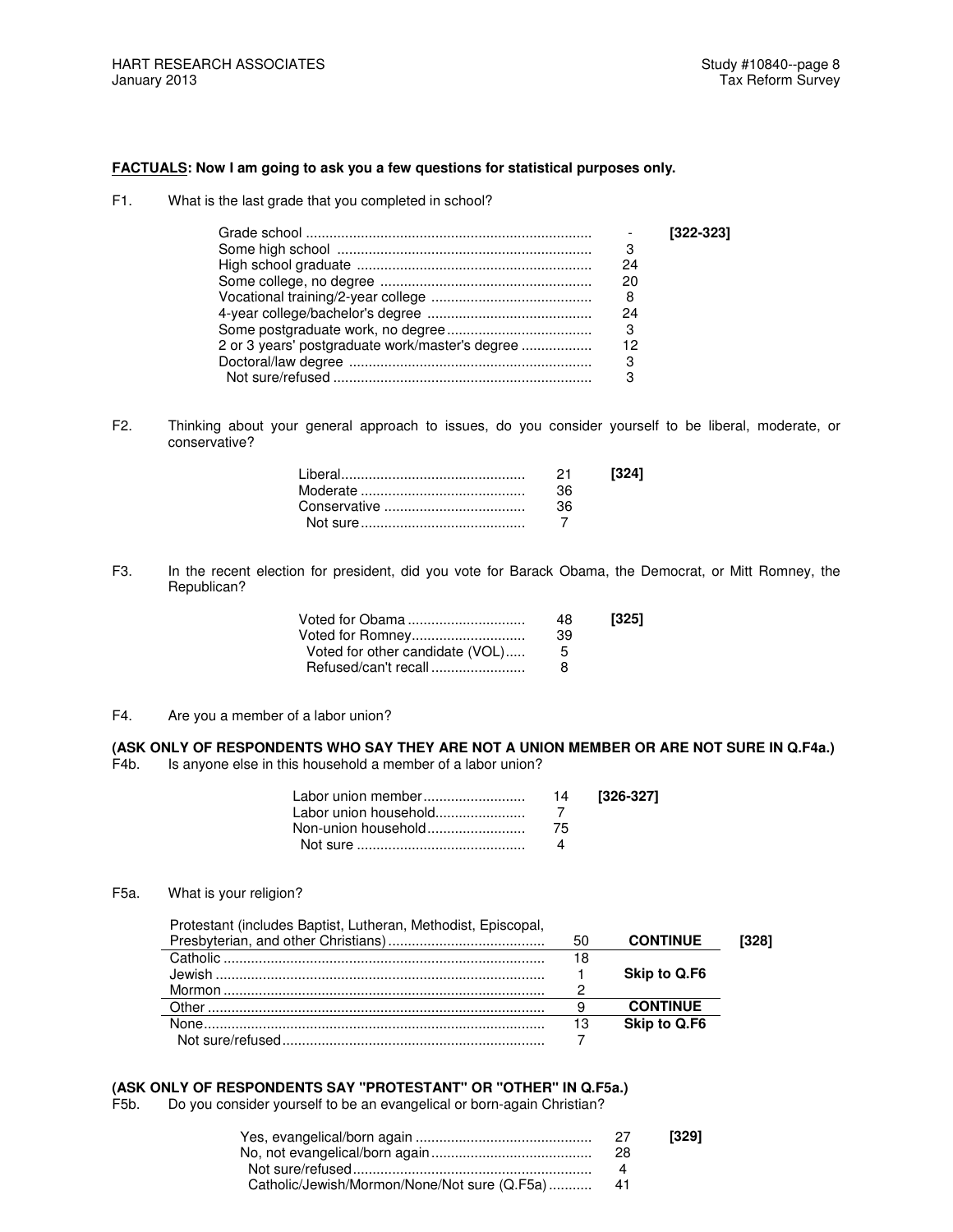**FACTUALS: Now I am going to ask you a few questions for statistical purposes only.**

F1. What is the last grade that you completed in school?

| | | |
|---|---|---|
| Grade school | - | **[322-323]** |
| Some high school | 3 | |
| High school graduate | 24 | |
| Some college, no degree | 20 | |
| Vocational training/2-year college | 8 | |
| 4-year college/bachelor's degree | 24 | |
| Some postgraduate work, no degree | 3 | |
| 2 or 3 years' postgraduate work/master's degree | 12 | |
| Doctoral/law degree | 3 | |
| Not sure/refused | 3 | |

F2. Thinking about your general approach to issues, do you consider yourself to be liberal, moderate, or conservative?

| | | |
|---|---|---|
| Liberal | 21 | **[324]** |
| Moderate | 36 | |
| Conservative | 36 | |
| Not sure | 7 | |

F3. In the recent election for president, did you vote for Barack Obama, the Democrat, or Mitt Romney, the Republican?

| | | |
|---|---|---|
| Voted for Obama | 48 | **[325]** |
| Voted for Romney | 39 | |
| Voted for other candidate (VOL) | 5 | |
| Refused/can't recall | 8 | |

F4. Are you a member of a labor union?

**(ASK ONLY OF RESPONDENTS WHO SAY THEY ARE NOT A UNION MEMBER OR ARE NOT SURE IN Q.F4a.)**
F4b. Is anyone else in this household a member of a labor union?

| | | |
|---|---|---|
| Labor union member | 14 | **[326-327]** |
| Labor union household | 7 | |
| Non-union household | 75 | |
| Not sure | 4 | |

F5a. What is your religion?

| | | | |
|---|---|---|---|
| Protestant (includes Baptist, Lutheran, Methodist, Episcopal, Presbyterian, and other Christians) | 50 | **CONTINUE** | **[328]** |
| Catholic | 18 | | |
| Jewish | 1 | **Skip to Q.F6** | |
| Mormon | 2 | | |
| Other | 9 | **CONTINUE** | |
| None | 13 | **Skip to Q.F6** | |
| Not sure/refused | 7 | | |

**(ASK ONLY OF RESPONDENTS SAY "PROTESTANT" OR "OTHER" IN Q.F5a.)**
F5b. Do you consider yourself to be an evangelical or born-again Christian?

| | | |
|---|---|---|
| Yes, evangelical/born again | 27 | **[329]** |
| No, not evangelical/born again | 28 | |
| Not sure/refused | 4 | |
| Catholic/Jewish/Mormon/None/Not sure (Q.F5a) | 41 | |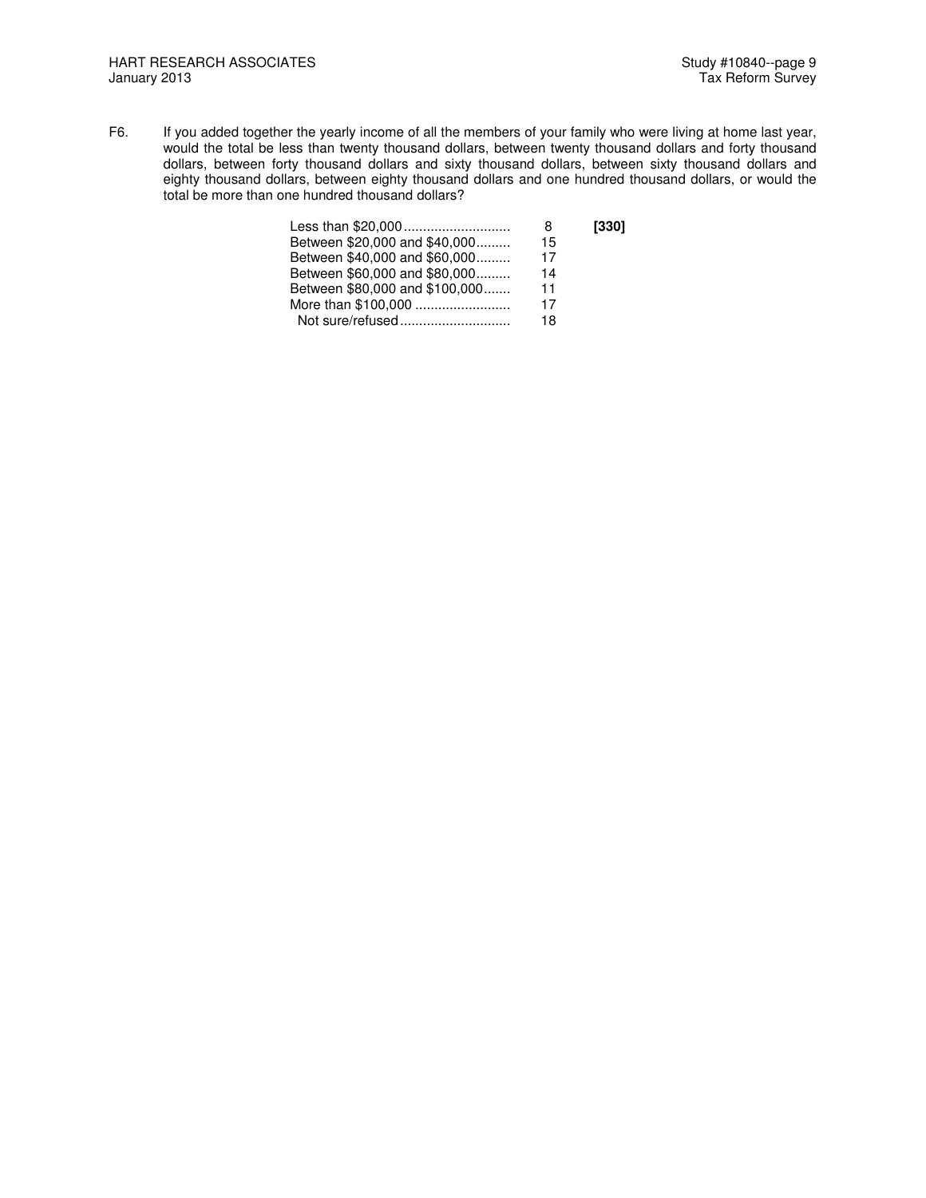F6. If you added together the yearly income of all the members of your family who were living at home last year, would the total be less than twenty thousand dollars, between twenty thousand dollars and forty thousand dollars, between forty thousand dollars and sixty thousand dollars, between sixty thousand dollars and eighty thousand dollars, between eighty thousand dollars and one hundred thousand dollars, or would the total be more than one hundred thousand dollars?

| | | |
|---|---|---|
| Less than $20,000 | 8 | **[330]** |
| Between $20,000 and $40,000 | 15 | |
| Between $40,000 and $60,000 | 17 | |
| Between $60,000 and $80,000 | 14 | |
| Between $80,000 and $100,000 | 11 | |
| More than $100,000 | 17 | |
| Not sure/refused | 18 | |